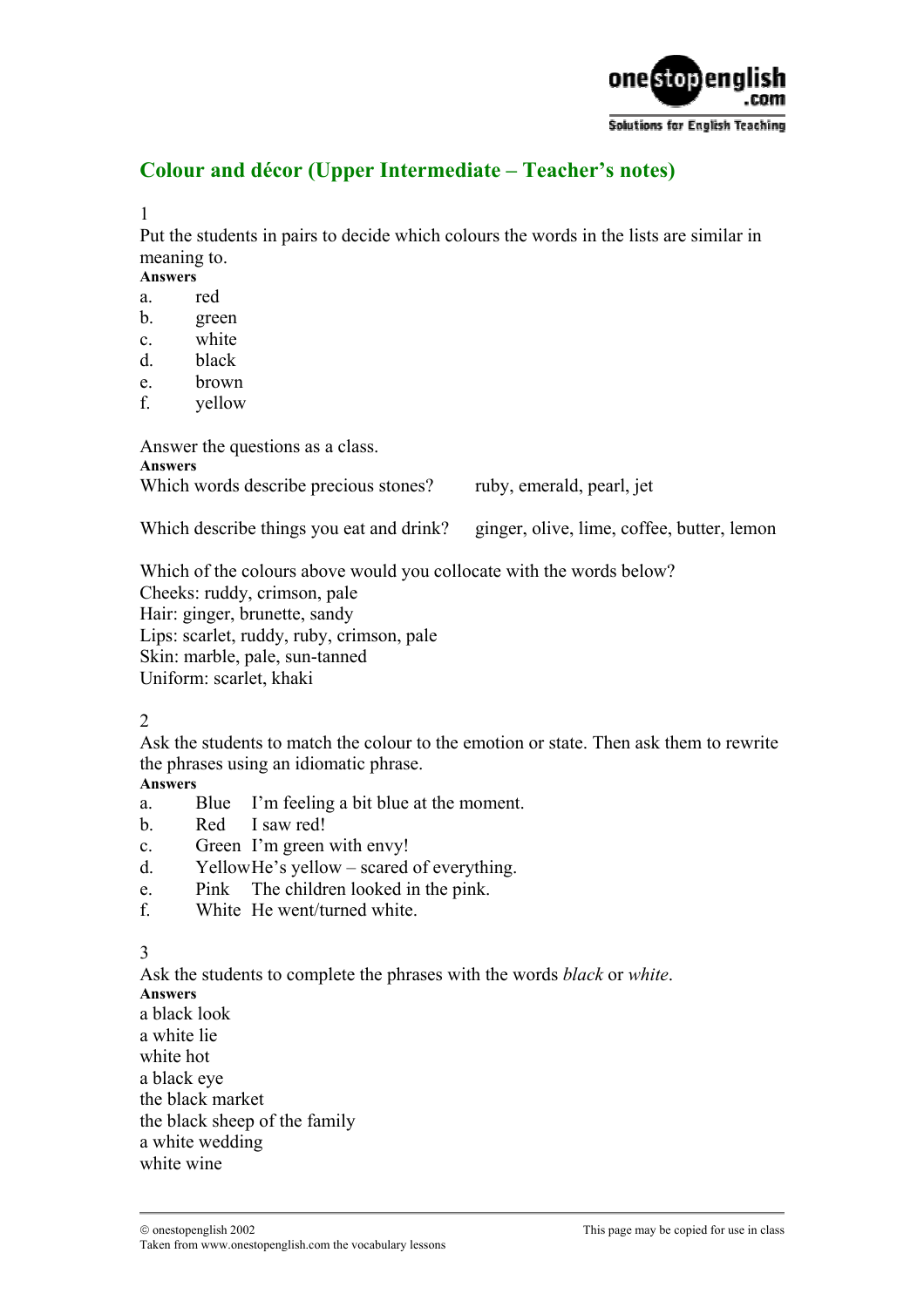## Colour and décor (Upper Intermediate – Teacher's notes)

1

Put the students in pairs to decide which colours the words in the lists are similar in meaning to.

**Answers**

a. red
b. green
c. white
d. black
e. brown
f. yellow

Answer the questions as a class.

**Answers**

Which words describe precious stones? ruby, emerald, pearl, jet

Which describe things you eat and drink? ginger, olive, lime, coffee, butter, lemon

Which of the colours above would you collocate with the words below?
Cheeks: ruddy, crimson, pale
Hair: ginger, brunette, sandy
Lips: scarlet, ruddy, ruby, crimson, pale
Skin: marble, pale, sun-tanned
Uniform: scarlet, khaki

2

Ask the students to match the colour to the emotion or state. Then ask them to rewrite the phrases using an idiomatic phrase.

**Answers**

a. Blue I'm feeling a bit blue at the moment.
b. Red I saw red!
c. Green I'm green with envy!
d. Yellow He's yellow – scared of everything.
e. Pink The children looked in the pink.
f. White He went/turned white.

3

Ask the students to complete the phrases with the words *black* or *white*.

**Answers**

a black look
a white lie
white hot
a black eye
the black market
the black sheep of the family
a white wedding
white wine

© onestopenglish 2002
Taken from www.onestopenglish.com the vocabulary lessons
This page may be copied for use in class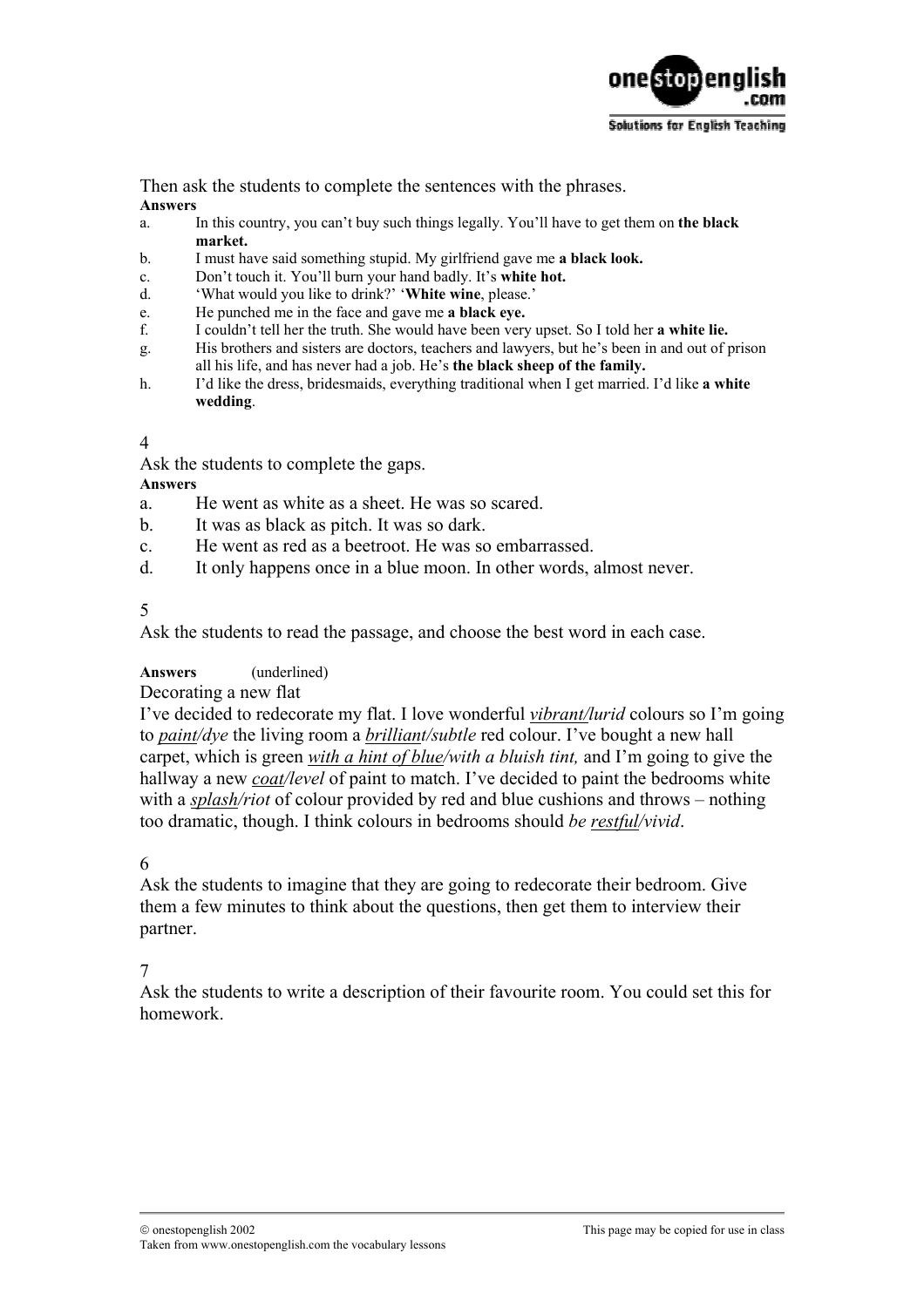Then ask the students to complete the sentences with the phrases.

**Answers**

a. In this country, you can't buy such things legally. You'll have to get them on **the black market.**
b. I must have said something stupid. My girlfriend gave me **a black look.**
c. Don't touch it. You'll burn your hand badly. It's **white hot.**
d. 'What would you like to drink?' '**White wine**, please.'
e. He punched me in the face and gave me **a black eye.**
f. I couldn't tell her the truth. She would have been very upset. So I told her **a white lie.**
g. His brothers and sisters are doctors, teachers and lawyers, but he's been in and out of prison all his life, and has never had a job. He's **the black sheep of the family.**
h. I'd like the dress, bridesmaids, everything traditional when I get married. I'd like **a white wedding**.

4

Ask the students to complete the gaps.

**Answers**

a. He went as white as a sheet. He was so scared.
b. It was as black as pitch. It was so dark.
c. He went as red as a beetroot. He was so embarrassed.
d. It only happens once in a blue moon. In other words, almost never.

5

Ask the students to read the passage, and choose the best word in each case.

**Answers** (underlined)

Decorating a new flat

I've decided to redecorate my flat. I love wonderful *<u>vibrant</u>/lurid* colours so I'm going to *<u>paint</u>/dye* the living room a *<u>brilliant</u>/subtle* red colour. I've bought a new hall carpet, which is green *<u>with a hint of blue</u>/with a bluish tint,* and I'm going to give the hallway a new *<u>coat</u>/level* of paint to match. I've decided to paint the bedrooms white with a *<u>splash</u>/riot* of colour provided by red and blue cushions and throws – nothing too dramatic, though. I think colours in bedrooms should *be <u>restful</u>/vivid*.

6

Ask the students to imagine that they are going to redecorate their bedroom. Give them a few minutes to think about the questions, then get them to interview their partner.

7

Ask the students to write a description of their favourite room. You could set this for homework.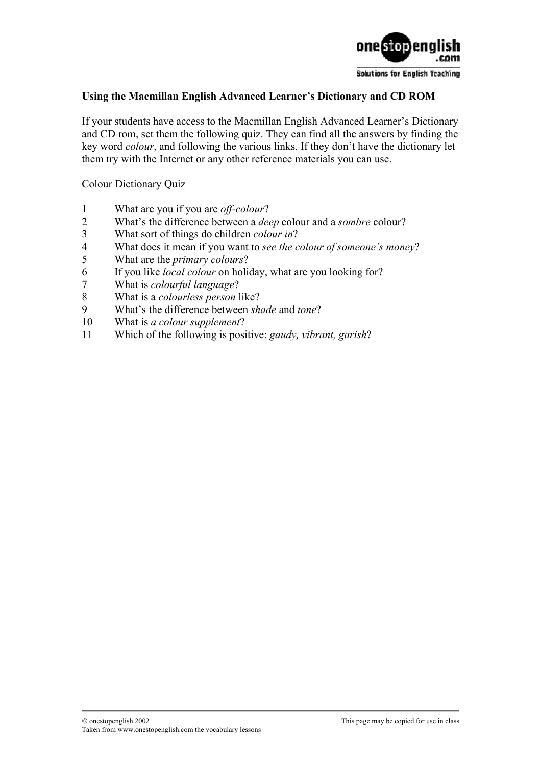**Using the Macmillan English Advanced Learner's Dictionary and CD ROM**

If your students have access to the Macmillan English Advanced Learner's Dictionary and CD rom, set them the following quiz. They can find all the answers by finding the key word *colour*, and following the various links. If they don't have the dictionary let them try with the Internet or any other reference materials you can use.

Colour Dictionary Quiz

1. What are you if you are *off-colour*?
2. What's the difference between a *deep* colour and a *sombre* colour?
3. What sort of things do children *colour in*?
4. What does it mean if you want to *see the colour of someone's money*?
5. What are the *primary colours*?
6. If you like *local colour* on holiday, what are you looking for?
7. What is *colourful language*?
8. What is a *colourless person* like?
9. What's the difference between *shade* and *tone*?
10. What is *a colour supplement*?
11. Which of the following is positive: *gaudy, vibrant, garish*?